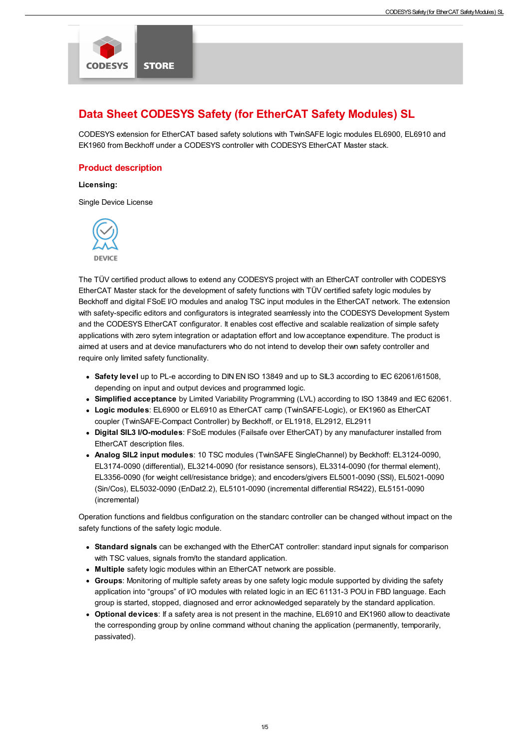# Data Sheet CODESYS Safety (for EtherCAT Safety Modules) SL

CODESYS extension for EtherCAT based safety solutions with TwinSAFE logic modules EL6900, EL6910 and EK1960 from Beckhoff under a CODESYS controller with CODESYS EtherCAT Master stack.

## Product description

**Licensing:**

Single Device License

DEVICE

The TÜV certified product allows to extend any CODESYS project with an EtherCAT controller with CODESYS EtherCAT Master stack for the development of safety functions with TÜV certified safety logic modules by Beckhoff and digital FSoE I/O modules and analog TSC input modules in the EtherCAT network. The extension with safety-specific editors and configurators is integrated seamlessly into the CODESYS Development System and the CODESYS EtherCAT configurator. It enables cost effective and scalable realization of simple safety applications with zero sytem integration or adaptation effort and low acceptance expenditure. The product is aimed at users and at device manufacturers who do not intend to develop their own safety controller and require only limited safety functionality.

- **Safety level** up to PL-e according to DIN EN ISO 13849 and up to SIL3 according to IEC 62061/61508, depending on input and output devices and programmed logic.
- **Simplified acceptance** by Limited Variability Programming (LVL) according to ISO 13849 and IEC 62061.
- **Logic modules**: EL6900 or EL6910 as EtherCAT camp (TwinSAFE-Logic), or EK1960 as EtherCAT coupler (TwinSAFE-Compact Controller) by Beckhoff, or EL1918, EL2912, EL2911
- **Digital SIL3 I/O-modules**: FSoE modules (Failsafe over EtherCAT) by any manufacturer installed from EtherCAT description files.
- **Analog SIL2 input modules**: 10 TSC modules (TwinSAFE SingleChannel) by Beckhoff: EL3124-0090, EL3174-0090 (differential), EL3214-0090 (for resistance sensors), EL3314-0090 (for thermal element), EL3356-0090 (for weight cell/resistance bridge); and encoders/givers EL5001-0090 (SSI), EL5021-0090 (Sin/Cos), EL5032-0090 (EnDat2.2), EL5101-0090 (incremental differential RS422), EL5151-0090 (incremental)

Operation functions and fieldbus configuration on the standarc controller can be changed without impact on the safety functions of the safety logic module.

- **Standard signals** can be exchanged with the EtherCAT controller: standard input signals for comparison with TSC values, signals from/to the standard application.
- **Multiple** safety logic modules within an EtherCAT network are possible.
- **Groups**: Monitoring of multiple safety areas by one safety logic module supported by dividing the safety application into "groups" of I/O modules with related logic in an IEC 61131-3 POU in FBD language. Each group is started, stopped, diagnosed and error acknowledged separately by the standard application.
- **Optional devices**: If a safety area is not present in the machine, EL6910 and EK1960 allow to deactivate the corresponding group by online command without chaning the application (permanently, temporarily, passivated).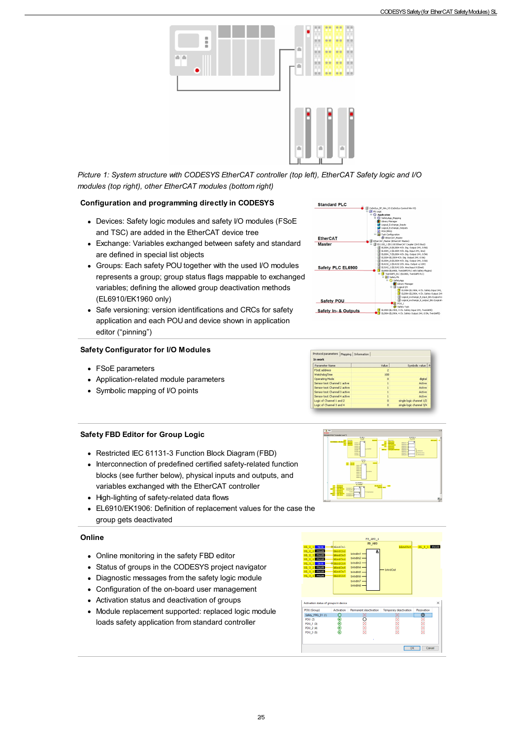*Picture 1: System structure with CODESYS EtherCAT controller (top left), EtherCAT Safety logic and I/O modules (top right), other EtherCAT modules (bottom right)*

### Configuration and programming directly in CODESYS

- Devices: Safety logic modules and safety I/O modules (FSoE and TSC) are added in the EtherCAT device tree
- Exchange: Variables exchanged between safety and standard are defined in special list objects
- Groups: Each safety POU together with the used I/O modules represents a group; group status flags mappable to exchanged variables; defining the allowed group deactivation methods (EL6910/EK1960 only)
- Safe versioning: version identifications and CRCs for safety application and each POU and device shown in application editor ("pinning")

### Safety Configurator for I/O Modules

- FSoE parameters
- Application-related module parameters
- Symbolic mapping of I/O points

### Safety FBD Editor for Group Logic

- Restricted IEC 61131-3 Function Block Diagram (FBD)
- Interconnection of predefined certified safety-related function blocks (see further below), physical inputs and outputs, and variables exchanged with the EtherCAT controller
- High-lighting of safety-related data flows
- EL6910/EK1906: Definition of replacement values for the case the group gets deactivated

### Online

- Online monitoring in the safety FBD editor
- Status of groups in the CODESYS project navigator
- Diagnostic messages from the safety logic module
- Configuration of the on-board user management
- Activation status and deactivation of groups
- Module replacement supported: replaced logic module loads safety application from standard controller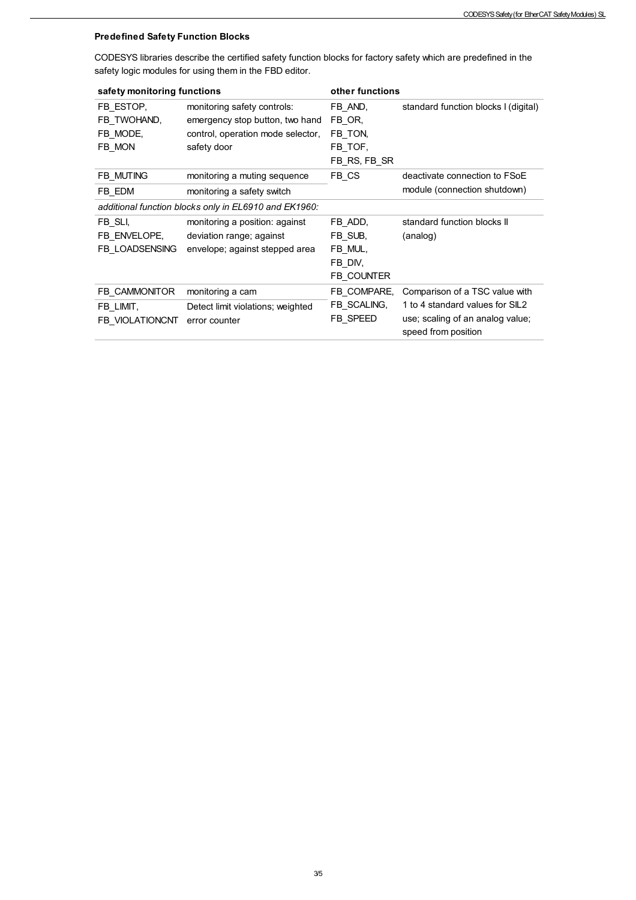**Predefined Safety Function Blocks**

CODESYS libraries describe the certified safety function blocks for factory safety which are predefined in the safety logic modules for using them in the FBD editor.

| safety monitoring functions | | other functions | |
|---|---|---|---|
| FB_ESTOP, FB_TWOHAND, FB_MODE, FB_MON | monitoring safety controls: emergency stop button, two hand control, operation mode selector, safety door | FB_AND, FB_OR, FB_TON, FB_TOF, FB_RS, FB_SR | standard function blocks I (digital) |
| FB_MUTING | monitoring a muting sequence | FB_CS | deactivate connection to FSoE module (connection shutdown) |
| FB_EDM | monitoring a safety switch | | |
| *additional function blocks only in EL6910 and EK1960:* | | | |
| FB_SLI, FB_ENVELOPE, FB_LOADSENSING | monitoring a position: against deviation range; against envelope; against stepped area | FB_ADD, FB_SUB, FB_MUL, FB_DIV, FB_COUNTER | standard function blocks II (analog) |
| FB_CAMMONITOR | monitoring a cam | FB_COMPARE, FB_SCALING, FB_SPEED | Comparison of a TSC value with 1 to 4 standard values for SIL2 use; scaling of an analog value; speed from position |
| FB_LIMIT, FB_VIOLATIONCNT | Detect limit violations; weighted error counter | | |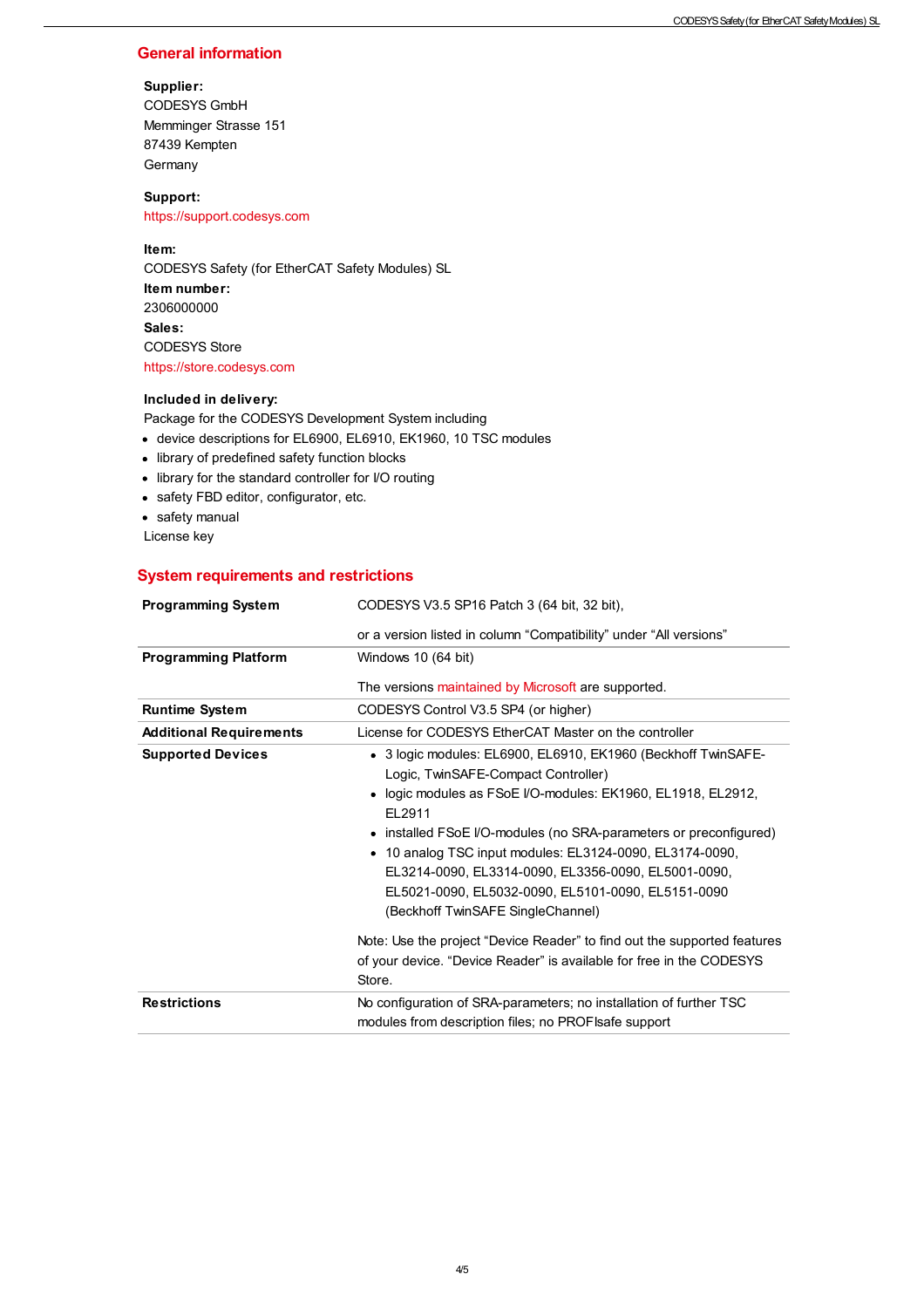## General information

**Supplier:**
CODESYS GmbH
Memminger Strasse 151
87439 Kempten
Germany

**Support:**
https://support.codesys.com

**Item:**
CODESYS Safety (for EtherCAT Safety Modules) SL
**Item number:**
2306000000
**Sales:**
CODESYS Store
https://store.codesys.com

**Included in delivery:**
Package for the CODESYS Development System including

- device descriptions for EL6900, EL6910, EK1960, 10 TSC modules
- library of predefined safety function blocks
- library for the standard controller for I/O routing
- safety FBD editor, configurator, etc.
- safety manual

License key

## System requirements and restrictions

| | |
|---|---|
| **Programming System** | CODESYS V3.5 SP16 Patch 3 (64 bit, 32 bit),<br><br>or a version listed in column "Compatibility" under "All versions" |
| **Programming Platform** | Windows 10 (64 bit)<br><br>The versions maintained by Microsoft are supported. |
| **Runtime System** | CODESYS Control V3.5 SP4 (or higher) |
| **Additional Requirements** | License for CODESYS EtherCAT Master on the controller |
| **Supported Devices** | • 3 logic modules: EL6900, EL6910, EK1960 (Beckhoff TwinSAFE-Logic, TwinSAFE-Compact Controller)<br>• logic modules as FSoE I/O-modules: EK1960, EL1918, EL2912, EL2911<br>• installed FSoE I/O-modules (no SRA-parameters or preconfigured)<br>• 10 analog TSC input modules: EL3124-0090, EL3174-0090, EL3214-0090, EL3314-0090, EL3356-0090, EL5001-0090, EL5021-0090, EL5032-0090, EL5101-0090, EL5151-0090 (Beckhoff TwinSAFE SingleChannel)<br><br>Note: Use the project "Device Reader" to find out the supported features of your device. "Device Reader" is available for free in the CODESYS Store. |
| **Restrictions** | No configuration of SRA-parameters; no installation of further TSC modules from description files; no PROFIsafe support |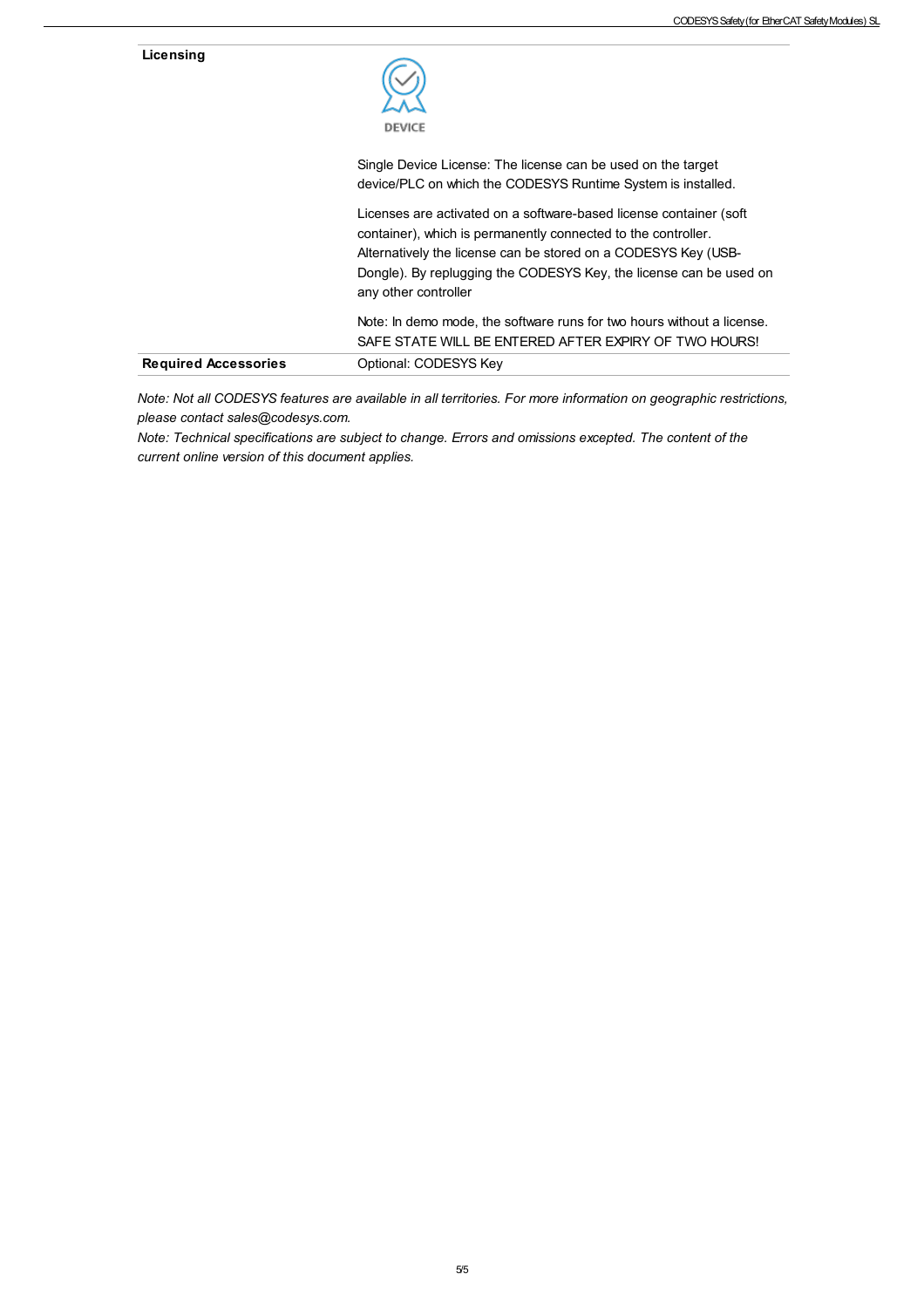| | |
|---|---|
| **Licensing** | DEVICE<br><br>Single Device License: The license can be used on the target device/PLC on which the CODESYS Runtime System is installed.<br><br>Licenses are activated on a software-based license container (soft container), which is permanently connected to the controller. Alternatively the license can be stored on a CODESYS Key (USB-Dongle). By replugging the CODESYS Key, the license can be used on any other controller<br><br>Note: In demo mode, the software runs for two hours without a license. SAFE STATE WILL BE ENTERED AFTER EXPIRY OF TWO HOURS! |
| **Required Accessories** | Optional: CODESYS Key |

*Note: Not all CODESYS features are available in all territories. For more information on geographic restrictions, please contact sales@codesys.com.*
*Note: Technical specifications are subject to change. Errors and omissions excepted. The content of the current online version of this document applies.*